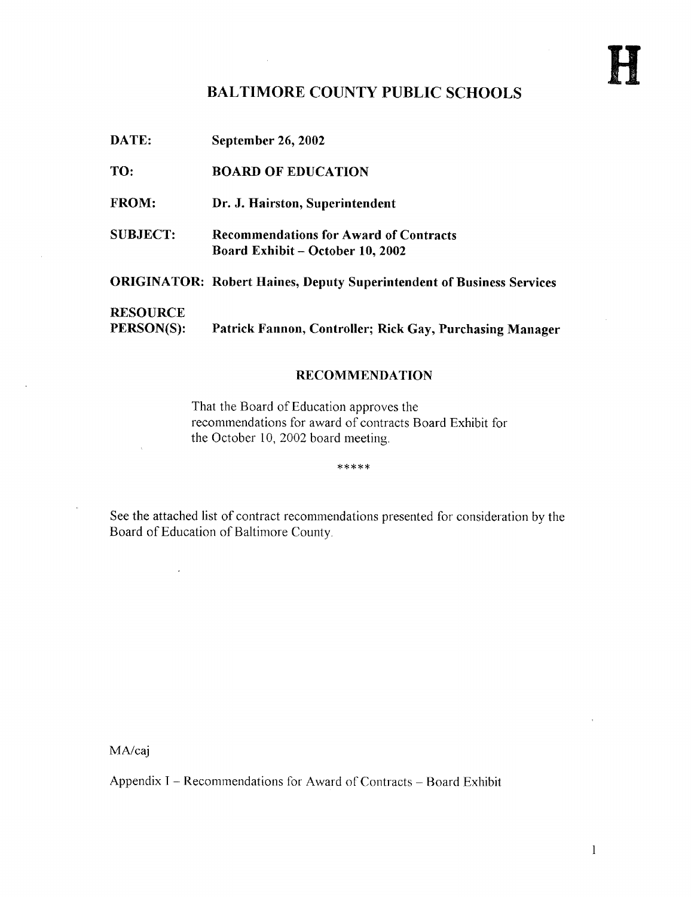H

# BALTIMORE COUNTY PUBLIC SCHOOLS

**DATE:** **September 26, 2002**

**TO:** **BOARD OF EDUCATION**

**FROM:** **Dr. J. Hairston, Superintendent**

**SUBJECT:** **Recommendations for Award of Contracts**
**Board Exhibit – October 10, 2002**

**ORIGINATOR:** **Robert Haines, Deputy Superintendent of Business Services**

**RESOURCE PERSON(S):** **Patrick Fannon, Controller; Rick Gay, Purchasing Manager**

## RECOMMENDATION

That the Board of Education approves the recommendations for award of contracts Board Exhibit for the October 10, 2002 board meeting.

*****

See the attached list of contract recommendations presented for consideration by the Board of Education of Baltimore County.

MA/caj

Appendix I – Recommendations for Award of Contracts – Board Exhibit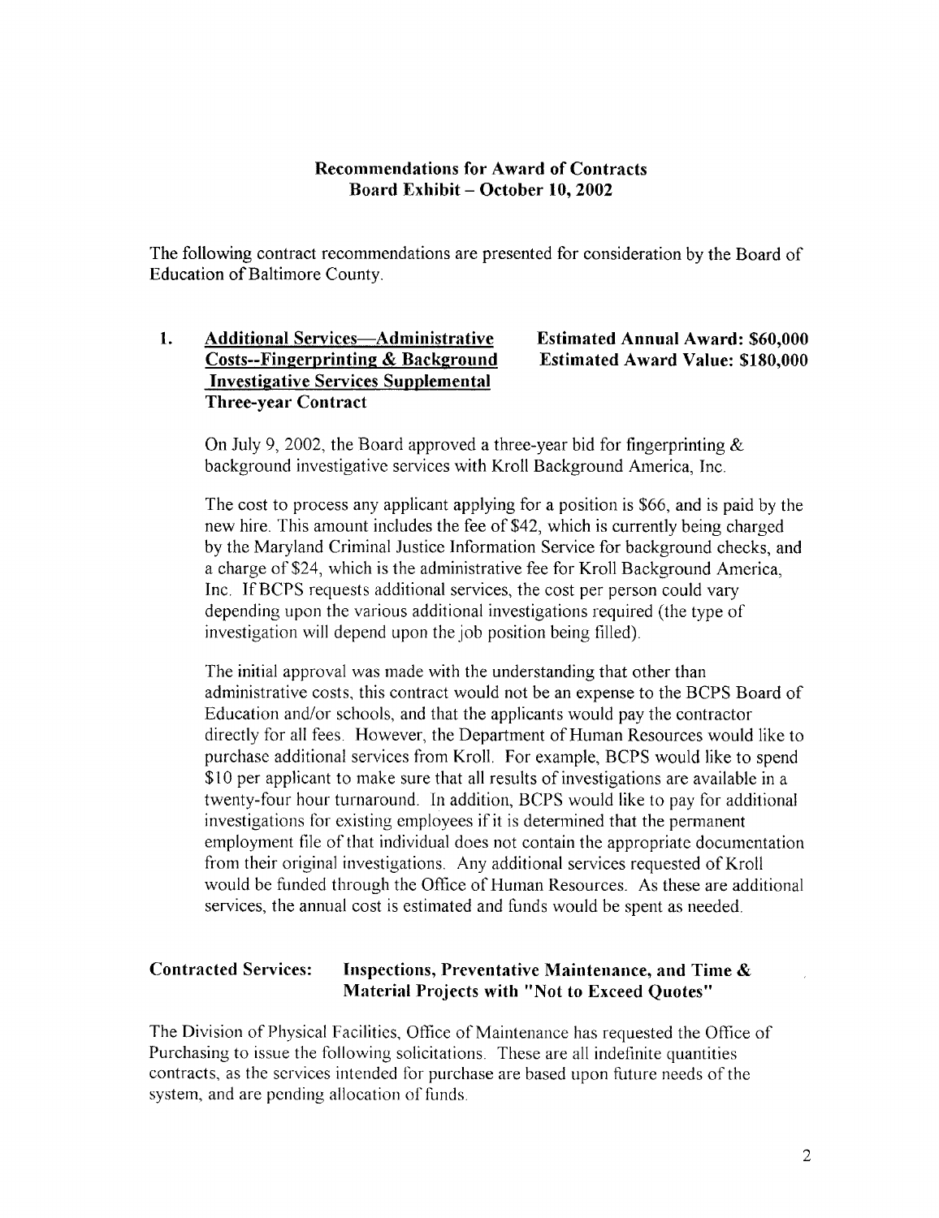## Recommendations for Award of Contracts
## Board Exhibit – October 10, 2002

The following contract recommendations are presented for consideration by the Board of Education of Baltimore County.

**1. Additional Services—Administrative Costs--Fingerprinting & Background Investigative Services Supplemental Three-year Contract**

**Estimated Annual Award: $60,000**
**Estimated Award Value: $180,000**

On July 9, 2002, the Board approved a three-year bid for fingerprinting & background investigative services with Kroll Background America, Inc.

The cost to process any applicant applying for a position is $66, and is paid by the new hire. This amount includes the fee of $42, which is currently being charged by the Maryland Criminal Justice Information Service for background checks, and a charge of $24, which is the administrative fee for Kroll Background America, Inc. If BCPS requests additional services, the cost per person could vary depending upon the various additional investigations required (the type of investigation will depend upon the job position being filled).

The initial approval was made with the understanding that other than administrative costs, this contract would not be an expense to the BCPS Board of Education and/or schools, and that the applicants would pay the contractor directly for all fees. However, the Department of Human Resources would like to purchase additional services from Kroll. For example, BCPS would like to spend $10 per applicant to make sure that all results of investigations are available in a twenty-four hour turnaround. In addition, BCPS would like to pay for additional investigations for existing employees if it is determined that the permanent employment file of that individual does not contain the appropriate documentation from their original investigations. Any additional services requested of Kroll would be funded through the Office of Human Resources. As these are additional services, the annual cost is estimated and funds would be spent as needed.

**Contracted Services: Inspections, Preventative Maintenance, and Time & Material Projects with "Not to Exceed Quotes"**

The Division of Physical Facilities, Office of Maintenance has requested the Office of Purchasing to issue the following solicitations. These are all indefinite quantities contracts, as the services intended for purchase are based upon future needs of the system, and are pending allocation of funds.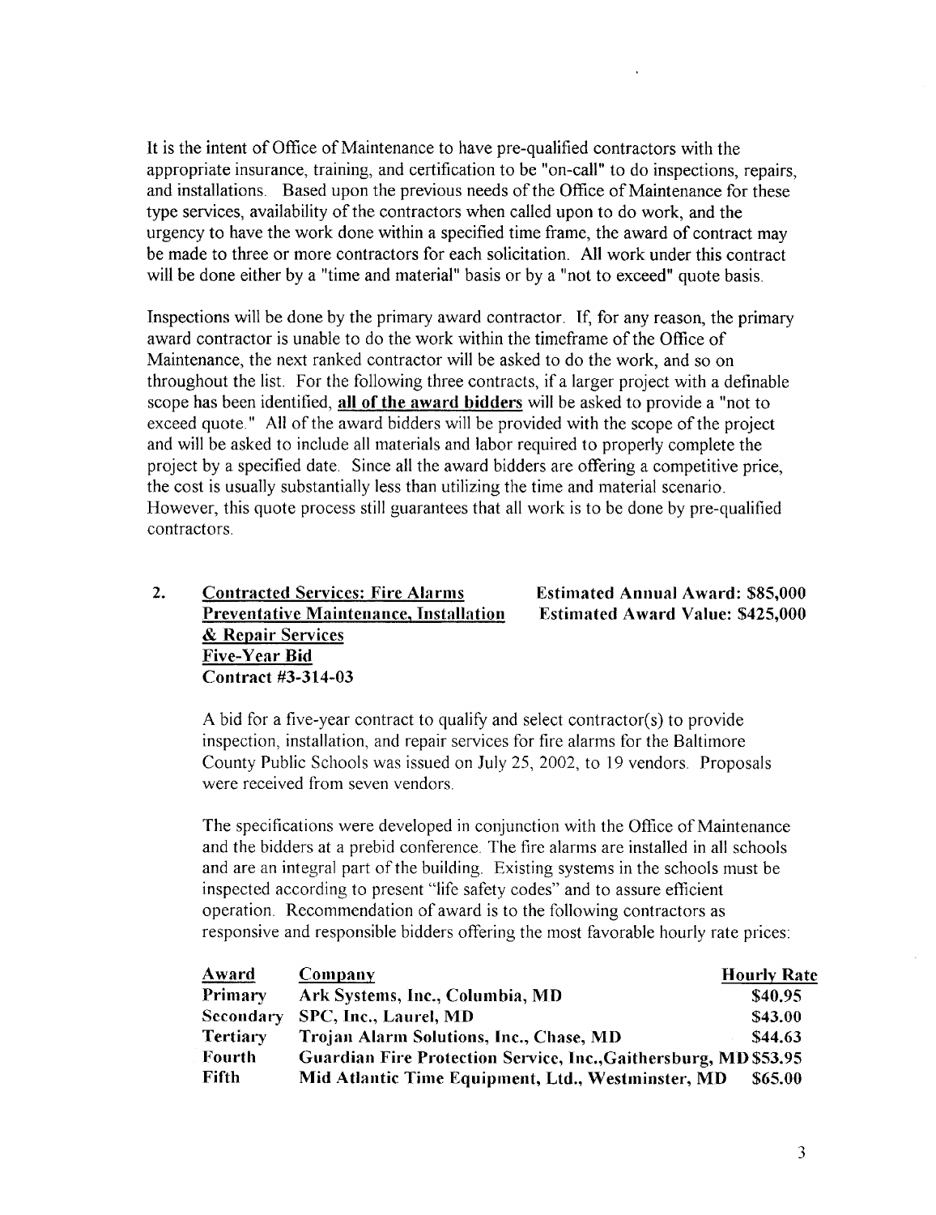It is the intent of Office of Maintenance to have pre-qualified contractors with the appropriate insurance, training, and certification to be "on-call" to do inspections, repairs, and installations. Based upon the previous needs of the Office of Maintenance for these type services, availability of the contractors when called upon to do work, and the urgency to have the work done within a specified time frame, the award of contract may be made to three or more contractors for each solicitation. All work under this contract will be done either by a "time and material" basis or by a "not to exceed" quote basis.

Inspections will be done by the primary award contractor. If, for any reason, the primary award contractor is unable to do the work within the timeframe of the Office of Maintenance, the next ranked contractor will be asked to do the work, and so on throughout the list. For the following three contracts, if a larger project with a definable scope has been identified, **all of the award bidders** will be asked to provide a "not to exceed quote." All of the award bidders will be provided with the scope of the project and will be asked to include all materials and labor required to properly complete the project by a specified date. Since all the award bidders are offering a competitive price, the cost is usually substantially less than utilizing the time and material scenario. However, this quote process still guarantees that all work is to be done by pre-qualified contractors.

**2. Contracted Services: Fire Alarms Preventative Maintenance, Installation & Repair Services**
**Five-Year Bid**
**Contract #3-314-03**

**Estimated Annual Award: $85,000**
**Estimated Award Value: $425,000**

A bid for a five-year contract to qualify and select contractor(s) to provide inspection, installation, and repair services for fire alarms for the Baltimore County Public Schools was issued on July 25, 2002, to 19 vendors. Proposals were received from seven vendors.

The specifications were developed in conjunction with the Office of Maintenance and the bidders at a prebid conference. The fire alarms are installed in all schools and are an integral part of the building. Existing systems in the schools must be inspected according to present "life safety codes" and to assure efficient operation. Recommendation of award is to the following contractors as responsive and responsible bidders offering the most favorable hourly rate prices:

| Award | Company | Hourly Rate |
|---|---|---|
| **Primary** | **Ark Systems, Inc., Columbia, MD** | **$40.95** |
| **Secondary** | **SPC, Inc., Laurel, MD** | **$43.00** |
| **Tertiary** | **Trojan Alarm Solutions, Inc., Chase, MD** | **$44.63** |
| **Fourth** | **Guardian Fire Protection Service, Inc., Gaithersburg, MD** | **$53.95** |
| **Fifth** | **Mid Atlantic Time Equipment, Ltd., Westminster, MD** | **$65.00** |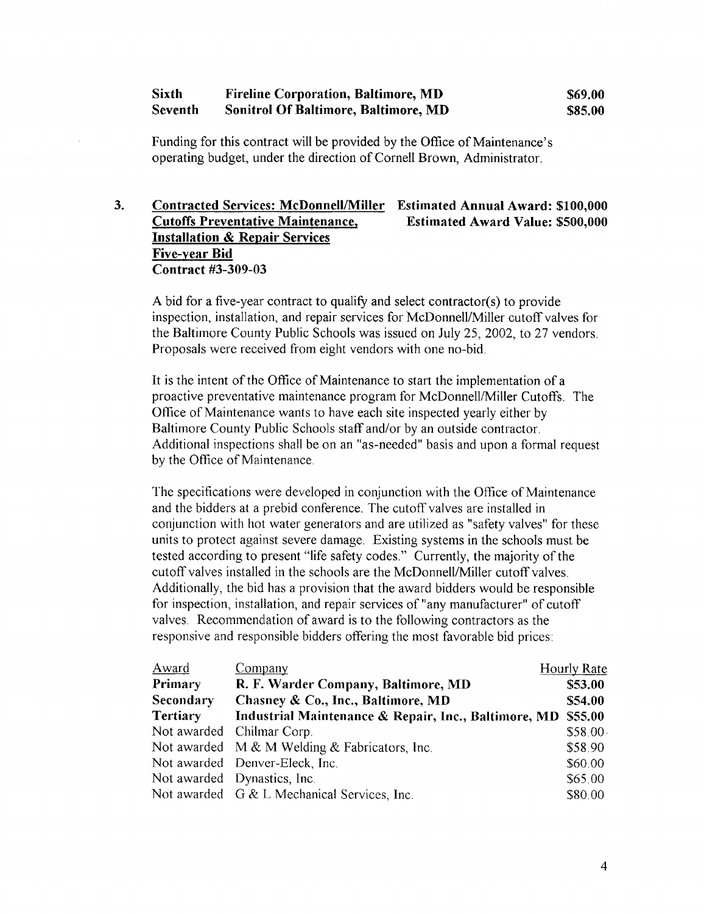| | | |
|---|---|---|
| **Sixth** | **Fireline Corporation, Baltimore, MD** | **$69.00** |
| **Seventh** | **Sonitrol Of Baltimore, Baltimore, MD** | **$85.00** |

Funding for this contract will be provided by the Office of Maintenance's operating budget, under the direction of Cornell Brown, Administrator.

3. **Contracted Services: McDonnell/Miller Cutoffs Preventative Maintenance, Installation & Repair Services** **Estimated Annual Award: $100,000**
**Estimated Award Value: $500,000**
**Five-year Bid**
**Contract #3-309-03**

A bid for a five-year contract to qualify and select contractor(s) to provide inspection, installation, and repair services for McDonnell/Miller cutoff valves for the Baltimore County Public Schools was issued on July 25, 2002, to 27 vendors. Proposals were received from eight vendors with one no-bid.

It is the intent of the Office of Maintenance to start the implementation of a proactive preventative maintenance program for McDonnell/Miller Cutoffs. The Office of Maintenance wants to have each site inspected yearly either by Baltimore County Public Schools staff and/or by an outside contractor. Additional inspections shall be on an "as-needed" basis and upon a formal request by the Office of Maintenance.

The specifications were developed in conjunction with the Office of Maintenance and the bidders at a prebid conference. The cutoff valves are installed in conjunction with hot water generators and are utilized as "safety valves" for these units to protect against severe damage. Existing systems in the schools must be tested according to present "life safety codes." Currently, the majority of the cutoff valves installed in the schools are the McDonnell/Miller cutoff valves. Additionally, the bid has a provision that the award bidders would be responsible for inspection, installation, and repair services of "any manufacturer" of cutoff valves. Recommendation of award is to the following contractors as the responsive and responsible bidders offering the most favorable bid prices:

| Award | Company | Hourly Rate |
|---|---|---|
| **Primary** | **R. F. Warder Company, Baltimore, MD** | **$53.00** |
| **Secondary** | **Chasney & Co., Inc., Baltimore, MD** | **$54.00** |
| **Tertiary** | **Industrial Maintenance & Repair, Inc., Baltimore, MD** | **$55.00** |
| Not awarded | Chilmar Corp. | $58.00 |
| Not awarded | M & M Welding & Fabricators, Inc. | $58.90 |
| Not awarded | Denver-Eleck, Inc. | $60.00 |
| Not awarded | Dynastics, Inc. | $65.00 |
| Not awarded | G & L Mechanical Services, Inc. | $80.00 |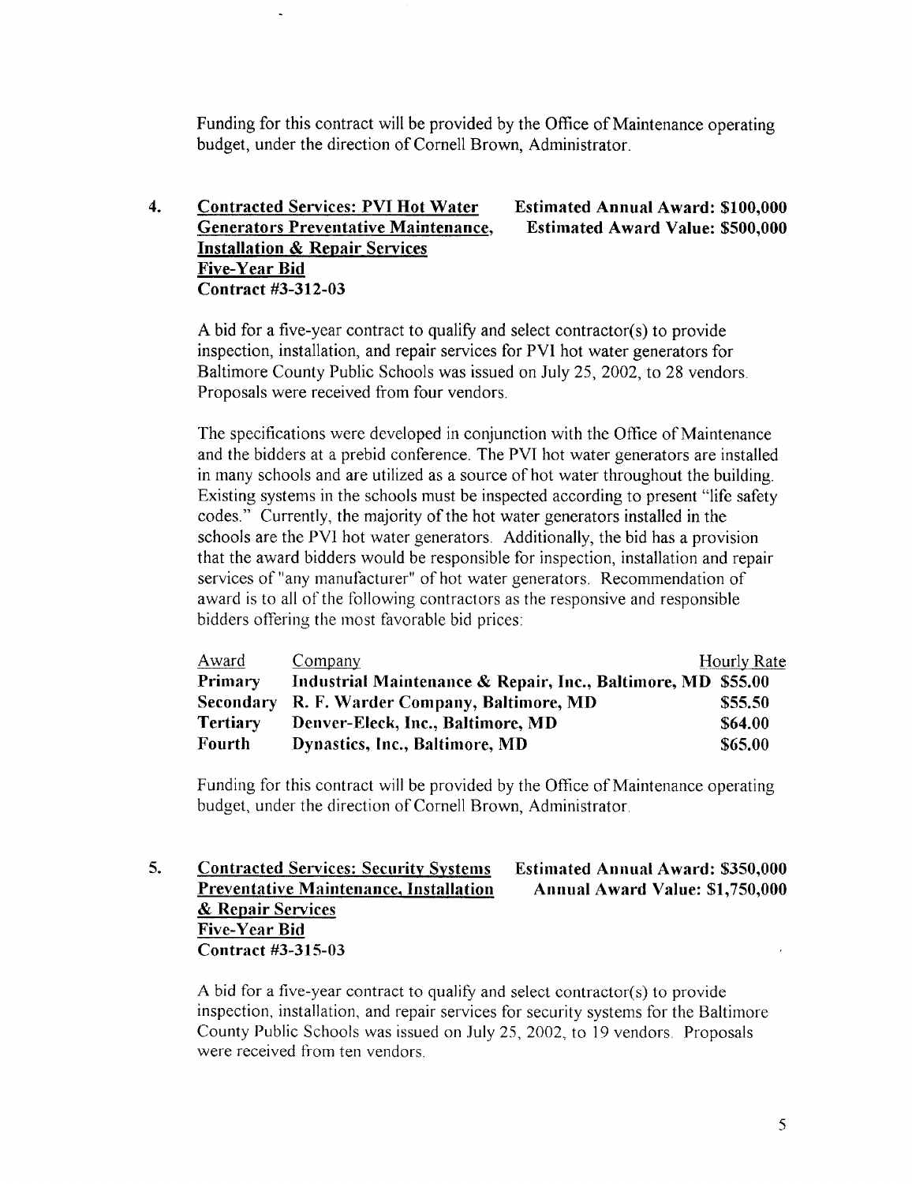Funding for this contract will be provided by the Office of Maintenance operating budget, under the direction of Cornell Brown, Administrator.

4. **<u>Contracted Services: PVI Hot Water Generators Preventative Maintenance, Installation & Repair Services</u>**
   **<u>Five-Year Bid</u>**
   **Contract #3-312-03**

   **Estimated Annual Award: $100,000**
   **Estimated Award Value: $500,000**

A bid for a five-year contract to qualify and select contractor(s) to provide inspection, installation, and repair services for PVI hot water generators for Baltimore County Public Schools was issued on July 25, 2002, to 28 vendors. Proposals were received from four vendors.

The specifications were developed in conjunction with the Office of Maintenance and the bidders at a prebid conference. The PVI hot water generators are installed in many schools and are utilized as a source of hot water throughout the building. Existing systems in the schools must be inspected according to present "life safety codes." Currently, the majority of the hot water generators installed in the schools are the PVI hot water generators. Additionally, the bid has a provision that the award bidders would be responsible for inspection, installation and repair services of "any manufacturer" of hot water generators. Recommendation of award is to all of the following contractors as the responsive and responsible bidders offering the most favorable bid prices:

| Award | Company | Hourly Rate |
|---|---|---|
| **Primary** | **Industrial Maintenance & Repair, Inc., Baltimore, MD** | **$55.00** |
| **Secondary** | **R. F. Warder Company, Baltimore, MD** | **$55.50** |
| **Tertiary** | **Denver-Eleck, Inc., Baltimore, MD** | **$64.00** |
| **Fourth** | **Dynastics, Inc., Baltimore, MD** | **$65.00** |

Funding for this contract will be provided by the Office of Maintenance operating budget, under the direction of Cornell Brown, Administrator.

5. **<u>Contracted Services: Security Systems Preventative Maintenance, Installation & Repair Services</u>**
   **<u>Five-Year Bid</u>**
   **Contract #3-315-03**

   **Estimated Annual Award: $350,000**
   **Annual Award Value: $1,750,000**

A bid for a five-year contract to qualify and select contractor(s) to provide inspection, installation, and repair services for security systems for the Baltimore County Public Schools was issued on July 25, 2002, to 19 vendors. Proposals were received from ten vendors.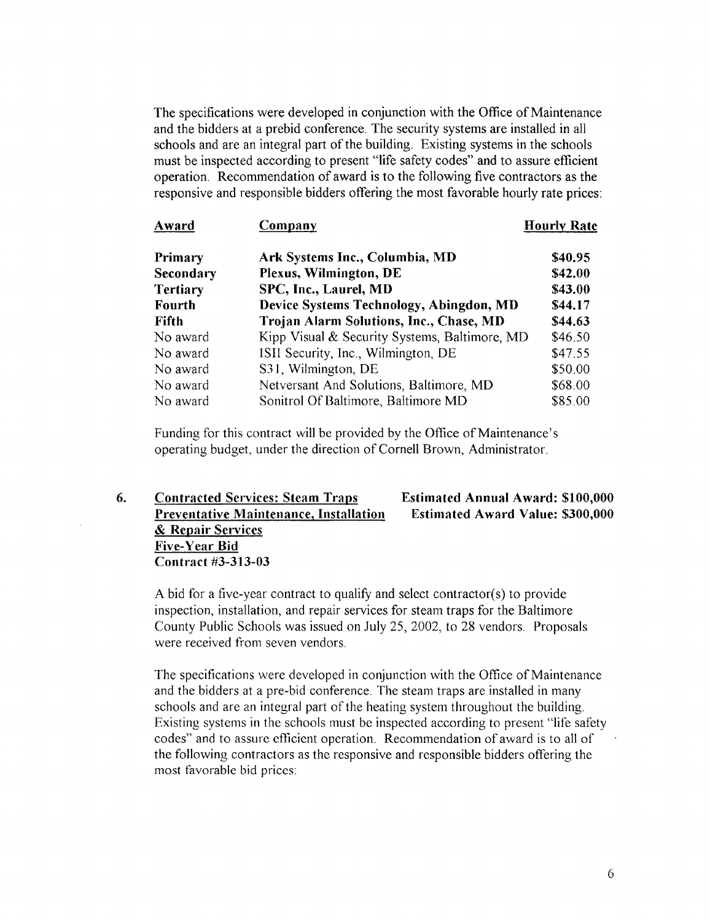The specifications were developed in conjunction with the Office of Maintenance and the bidders at a prebid conference. The security systems are installed in all schools and are an integral part of the building. Existing systems in the schools must be inspected according to present "life safety codes" and to assure efficient operation. Recommendation of award is to the following five contractors as the responsive and responsible bidders offering the most favorable hourly rate prices:

| Award | Company | Hourly Rate |
|---|---|---|
| **Primary** | **Ark Systems Inc., Columbia, MD** | **$40.95** |
| **Secondary** | **Plexus, Wilmington, DE** | **$42.00** |
| **Tertiary** | **SPC, Inc., Laurel, MD** | **$43.00** |
| **Fourth** | **Device Systems Technology, Abingdon, MD** | **$44.17** |
| **Fifth** | **Trojan Alarm Solutions, Inc., Chase, MD** | **$44.63** |
| No award | Kipp Visual & Security Systems, Baltimore, MD | $46.50 |
| No award | ISII Security, Inc., Wilmington, DE | $47.55 |
| No award | S31, Wilmington, DE | $50.00 |
| No award | Netversant And Solutions, Baltimore, MD | $68.00 |
| No award | Sonitrol Of Baltimore, Baltimore MD | $85.00 |

Funding for this contract will be provided by the Office of Maintenance's operating budget, under the direction of Cornell Brown, Administrator.

**6. Contracted Services: Steam Traps Preventative Maintenance, Installation & Repair Services**
**Five-Year Bid**
**Contract #3-313-03**

**Estimated Annual Award: $100,000**
**Estimated Award Value: $300,000**

A bid for a five-year contract to qualify and select contractor(s) to provide inspection, installation, and repair services for steam traps for the Baltimore County Public Schools was issued on July 25, 2002, to 28 vendors. Proposals were received from seven vendors.

The specifications were developed in conjunction with the Office of Maintenance and the bidders at a pre-bid conference. The steam traps are installed in many schools and are an integral part of the heating system throughout the building. Existing systems in the schools must be inspected according to present "life safety codes" and to assure efficient operation. Recommendation of award is to all of the following contractors as the responsive and responsible bidders offering the most favorable bid prices: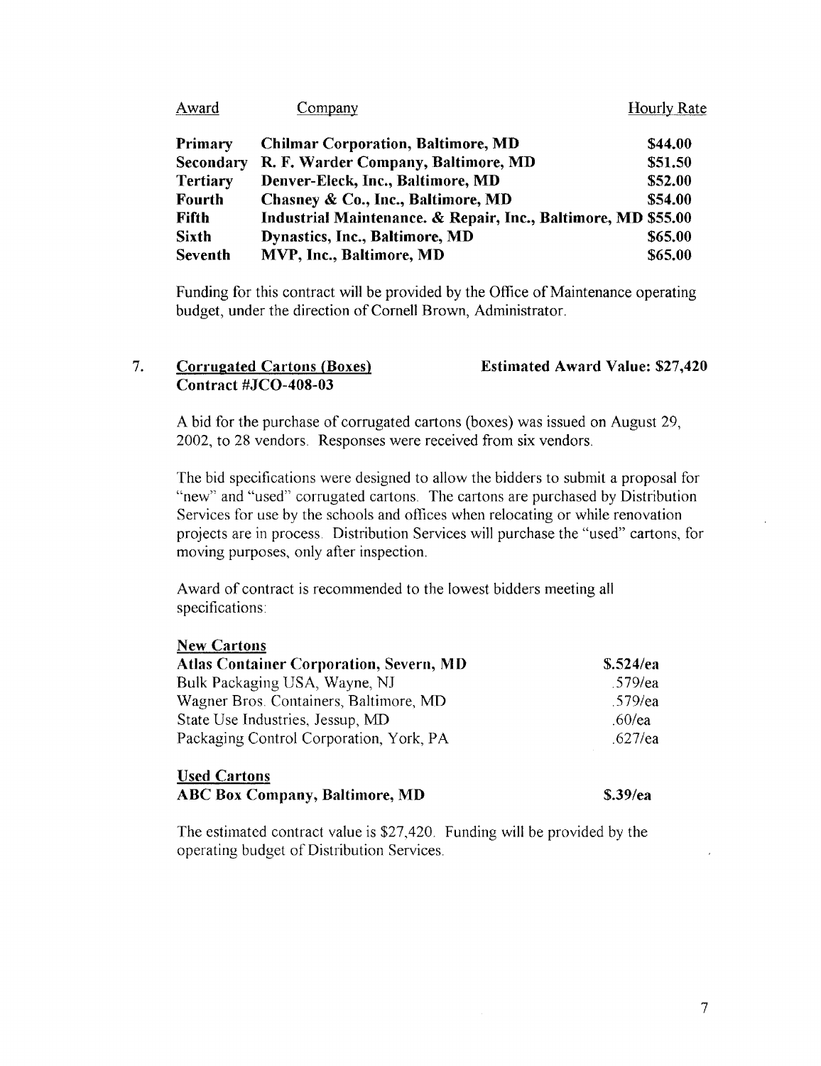| Award | Company | Hourly Rate |
|---|---|---|
| **Primary** | **Chilmar Corporation, Baltimore, MD** | **$44.00** |
| **Secondary** | **R. F. Warder Company, Baltimore, MD** | **$51.50** |
| **Tertiary** | **Denver-Eleck, Inc., Baltimore, MD** | **$52.00** |
| **Fourth** | **Chasney & Co., Inc., Baltimore, MD** | **$54.00** |
| **Fifth** | **Industrial Maintenance. & Repair, Inc., Baltimore, MD** | **$55.00** |
| **Sixth** | **Dynastics, Inc., Baltimore, MD** | **$65.00** |
| **Seventh** | **MVP, Inc., Baltimore, MD** | **$65.00** |

Funding for this contract will be provided by the Office of Maintenance operating budget, under the direction of Cornell Brown, Administrator.

7. **Corrugated Cartons (Boxes)** **Estimated Award Value: $27,420**
**Contract #JCO-408-03**

A bid for the purchase of corrugated cartons (boxes) was issued on August 29, 2002, to 28 vendors. Responses were received from six vendors.

The bid specifications were designed to allow the bidders to submit a proposal for "new" and "used" corrugated cartons. The cartons are purchased by Distribution Services for use by the schools and offices when relocating or while renovation projects are in process. Distribution Services will purchase the "used" cartons, for moving purposes, only after inspection.

Award of contract is recommended to the lowest bidders meeting all specifications:

**New Cartons**

| | |
|---|---|
| **Atlas Container Corporation, Severn, MD** | **$.524/ea** |
| Bulk Packaging USA, Wayne, NJ | .579/ea |
| Wagner Bros. Containers, Baltimore, MD | .579/ea |
| State Use Industries, Jessup, MD | .60/ea |
| Packaging Control Corporation, York, PA | .627/ea |

**Used Cartons**

| | |
|---|---|
| **ABC Box Company, Baltimore, MD** | **$.39/ea** |

The estimated contract value is $27,420. Funding will be provided by the operating budget of Distribution Services.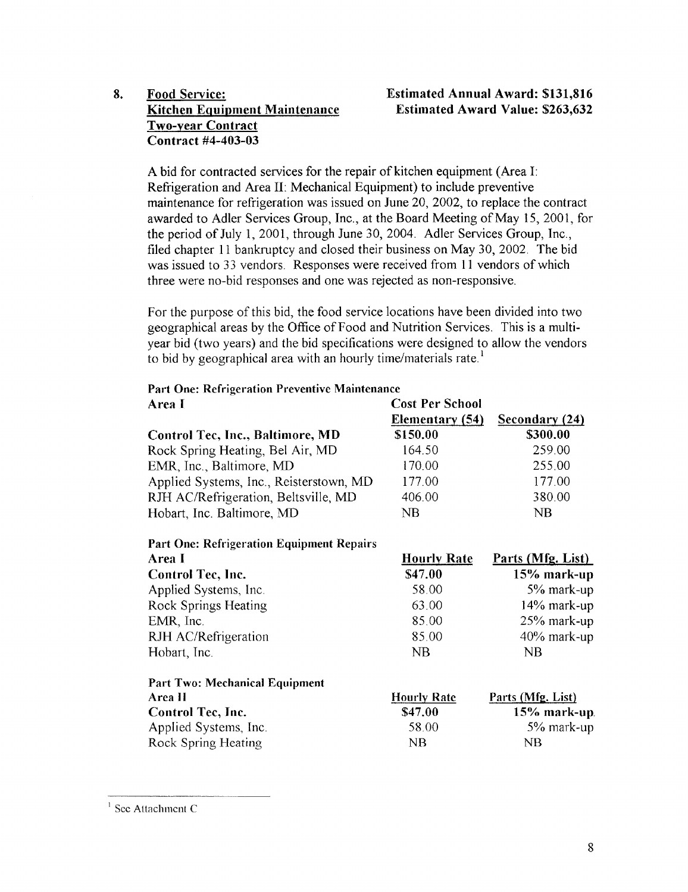**8. Food Service:**
**Kitchen Equipment Maintenance**
**Two-year Contract**
**Contract #4-403-03**

**Estimated Annual Award: $131,816**
**Estimated Award Value: $263,632**

A bid for contracted services for the repair of kitchen equipment (Area I: Refrigeration and Area II: Mechanical Equipment) to include preventive maintenance for refrigeration was issued on June 20, 2002, to replace the contract awarded to Adler Services Group, Inc., at the Board Meeting of May 15, 2001, for the period of July 1, 2001, through June 30, 2004. Adler Services Group, Inc., filed chapter 11 bankruptcy and closed their business on May 30, 2002. The bid was issued to 33 vendors. Responses were received from 11 vendors of which three were no-bid responses and one was rejected as non-responsive.

For the purpose of this bid, the food service locations have been divided into two geographical areas by the Office of Food and Nutrition Services. This is a multi-year bid (two years) and the bid specifications were designed to allow the vendors to bid by geographical area with an hourly time/materials rate.[1]

**Part One: Refrigeration Preventive Maintenance**

| Area I | Cost Per School Elementary (54) | Secondary (24) |
|---|---|---|
| **Control Tec, Inc., Baltimore, MD** | **$150.00** | **$300.00** |
| Rock Spring Heating, Bel Air, MD | 164.50 | 259.00 |
| EMR, Inc., Baltimore, MD | 170.00 | 255.00 |
| Applied Systems, Inc., Reisterstown, MD | 177.00 | 177.00 |
| RJH AC/Refrigeration, Beltsville, MD | 406.00 | 380.00 |
| Hobart, Inc. Baltimore, MD | NB | NB |

**Part One: Refrigeration Equipment Repairs**

| Area I | Hourly Rate | Parts (Mfg. List) |
|---|---|---|
| **Control Tec, Inc.** | **$47.00** | **15% mark-up** |
| Applied Systems, Inc. | 58.00 | 5% mark-up |
| Rock Springs Heating | 63.00 | 14% mark-up |
| EMR, Inc. | 85.00 | 25% mark-up |
| RJH AC/Refrigeration | 85.00 | 40% mark-up |
| Hobart, Inc. | NB | NB |

**Part Two: Mechanical Equipment**

| Area II | Hourly Rate | Parts (Mfg. List) |
|---|---|---|
| **Control Tec, Inc.** | **$47.00** | **15% mark-up** |
| Applied Systems, Inc. | 58.00 | 5% mark-up |
| Rock Spring Heating | NB | NB |

[1] See Attachment C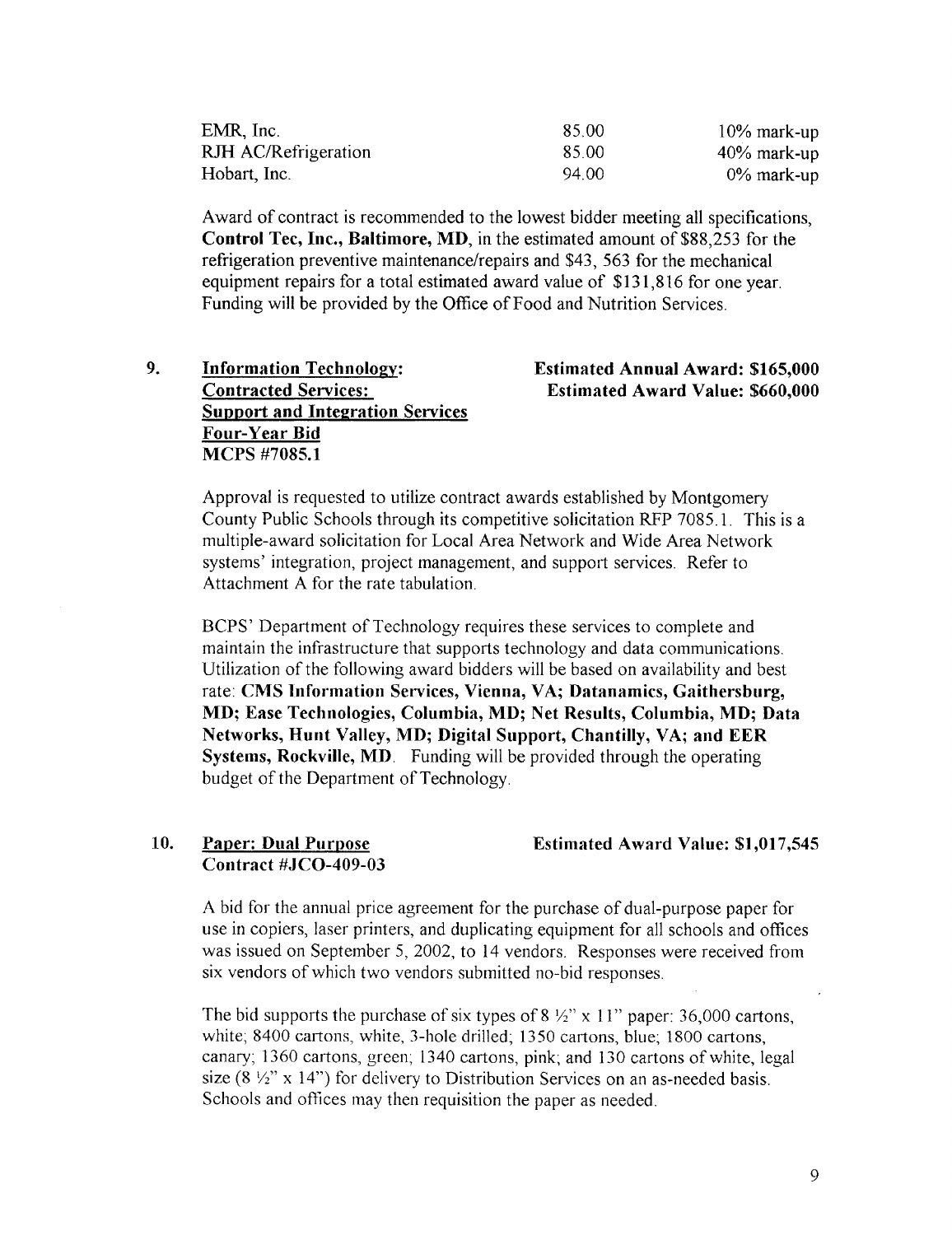| | | |
|---|---|---|
| EMR, Inc. | 85.00 | 10% mark-up |
| RJH AC/Refrigeration | 85.00 | 40% mark-up |
| Hobart, Inc. | 94.00 | 0% mark-up |

Award of contract is recommended to the lowest bidder meeting all specifications, **Control Tec, Inc., Baltimore, MD**, in the estimated amount of $88,253 for the refrigeration preventive maintenance/repairs and $43, 563 for the mechanical equipment repairs for a total estimated award value of $131,816 for one year. Funding will be provided by the Office of Food and Nutrition Services.

**9. Information Technology: Contracted Services: Support and Integration Services Four-Year Bid MCPS #7085.1**

**Estimated Annual Award: $165,000**
**Estimated Award Value: $660,000**

Approval is requested to utilize contract awards established by Montgomery County Public Schools through its competitive solicitation RFP 7085.1. This is a multiple-award solicitation for Local Area Network and Wide Area Network systems' integration, project management, and support services. Refer to Attachment A for the rate tabulation.

BCPS' Department of Technology requires these services to complete and maintain the infrastructure that supports technology and data communications. Utilization of the following award bidders will be based on availability and best rate: **CMS Information Services, Vienna, VA; Datanamics, Gaithersburg, MD; Ease Technologies, Columbia, MD; Net Results, Columbia, MD; Data Networks, Hunt Valley, MD; Digital Support, Chantilly, VA; and EER Systems, Rockville, MD**. Funding will be provided through the operating budget of the Department of Technology.

**10. Paper: Dual Purpose Contract #JCO-409-03**

**Estimated Award Value: $1,017,545**

A bid for the annual price agreement for the purchase of dual-purpose paper for use in copiers, laser printers, and duplicating equipment for all schools and offices was issued on September 5, 2002, to 14 vendors. Responses were received from six vendors of which two vendors submitted no-bid responses.

The bid supports the purchase of six types of 8 ½" x 11" paper: 36,000 cartons, white; 8400 cartons, white, 3-hole drilled; 1350 cartons, blue; 1800 cartons, canary; 1360 cartons, green; 1340 cartons, pink; and 130 cartons of white, legal size (8 ½" x 14") for delivery to Distribution Services on an as-needed basis. Schools and offices may then requisition the paper as needed.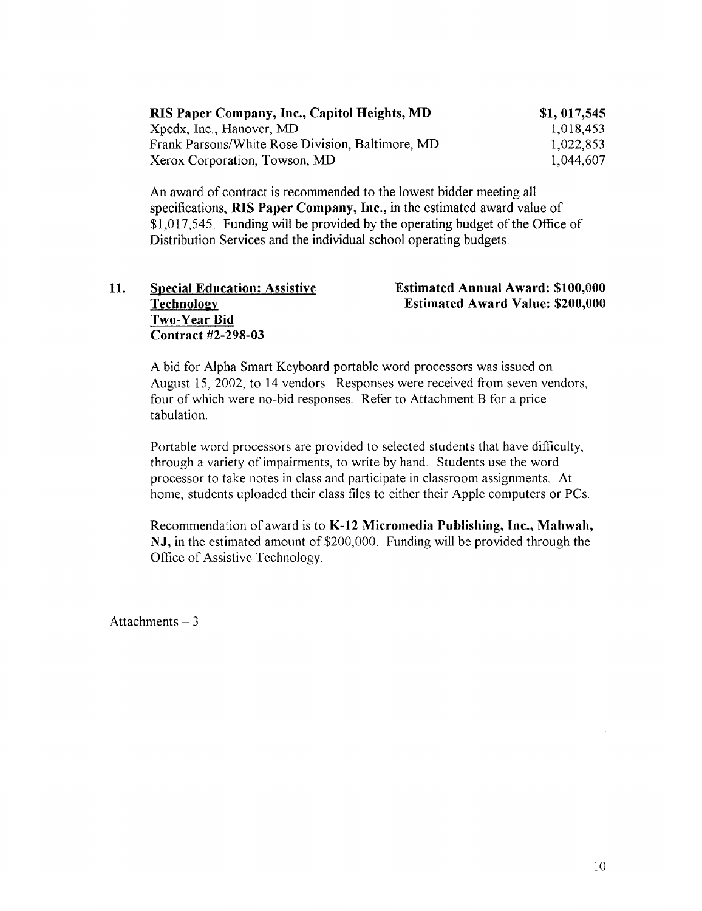| | |
|---|---|
| **RIS Paper Company, Inc., Capitol Heights, MD** | **$1, 017,545** |
| Xpedx, Inc., Hanover, MD | 1,018,453 |
| Frank Parsons/White Rose Division, Baltimore, MD | 1,022,853 |
| Xerox Corporation, Towson, MD | 1,044,607 |

An award of contract is recommended to the lowest bidder meeting all specifications, **RIS Paper Company, Inc.,** in the estimated award value of $1,017,545. Funding will be provided by the operating budget of the Office of Distribution Services and the individual school operating budgets.

**11. Special Education: Assistive Technology**
**Two-Year Bid**
**Contract #2-298-03**

**Estimated Annual Award: $100,000**
**Estimated Award Value: $200,000**

A bid for Alpha Smart Keyboard portable word processors was issued on August 15, 2002, to 14 vendors. Responses were received from seven vendors, four of which were no-bid responses. Refer to Attachment B for a price tabulation.

Portable word processors are provided to selected students that have difficulty, through a variety of impairments, to write by hand. Students use the word processor to take notes in class and participate in classroom assignments. At home, students uploaded their class files to either their Apple computers or PCs.

Recommendation of award is to **K-12 Micromedia Publishing, Inc., Mahwah, NJ,** in the estimated amount of $200,000. Funding will be provided through the Office of Assistive Technology.

Attachments – 3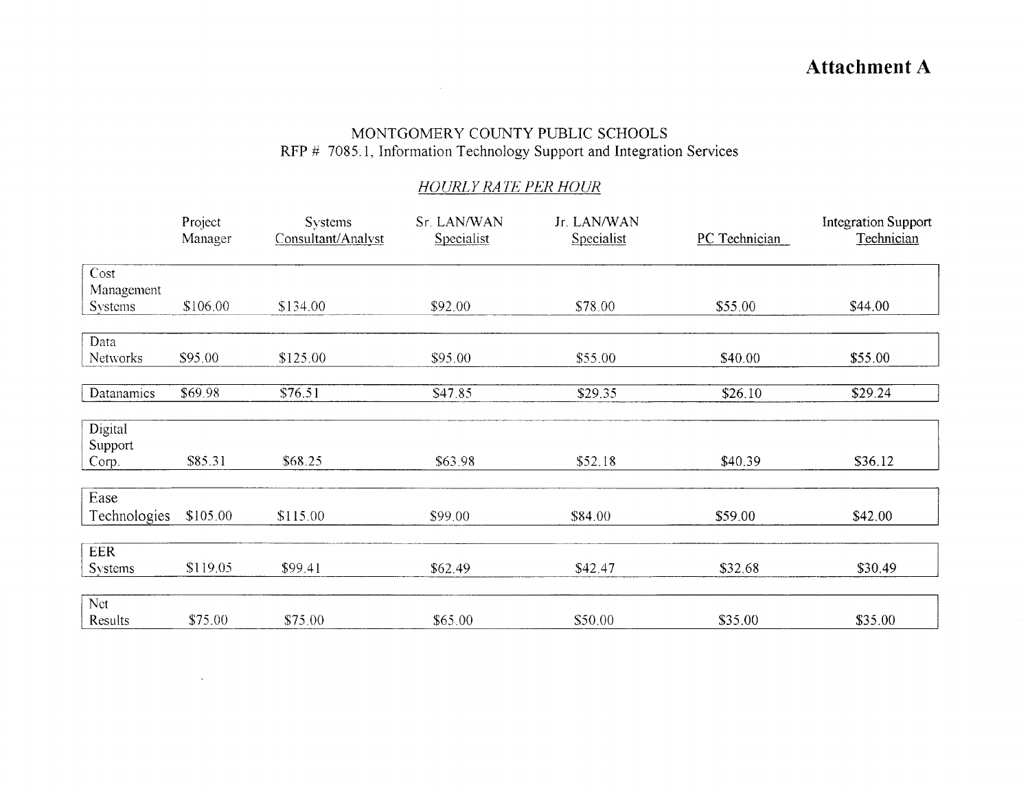# Attachment A

MONTGOMERY COUNTY PUBLIC SCHOOLS
RFP # 7085.1, Information Technology Support and Integration Services

*HOURLY RATE PER HOUR*

| | Project Manager | Systems Consultant/Analyst | Sr. LAN/WAN Specialist | Jr. LAN/WAN Specialist | PC Technician | Integration Support Technician |
|---|---|---|---|---|---|---|
| Cost Management Systems | $106.00 | $134.00 | $92.00 | $78.00 | $55.00 | $44.00 |
| Data Networks | $95.00 | $125.00 | $95.00 | $55.00 | $40.00 | $55.00 |
| Datanamics | $69.98 | $76.51 | $47.85 | $29.35 | $26.10 | $29.24 |
| Digital Support Corp. | $85.31 | $68.25 | $63.98 | $52.18 | $40.39 | $36.12 |
| Ease Technologies | $105.00 | $115.00 | $99.00 | $84.00 | $59.00 | $42.00 |
| EER Systems | $119.05 | $99.41 | $62.49 | $42.47 | $32.68 | $30.49 |
| Net Results | $75.00 | $75.00 | $65.00 | $50.00 | $35.00 | $35.00 |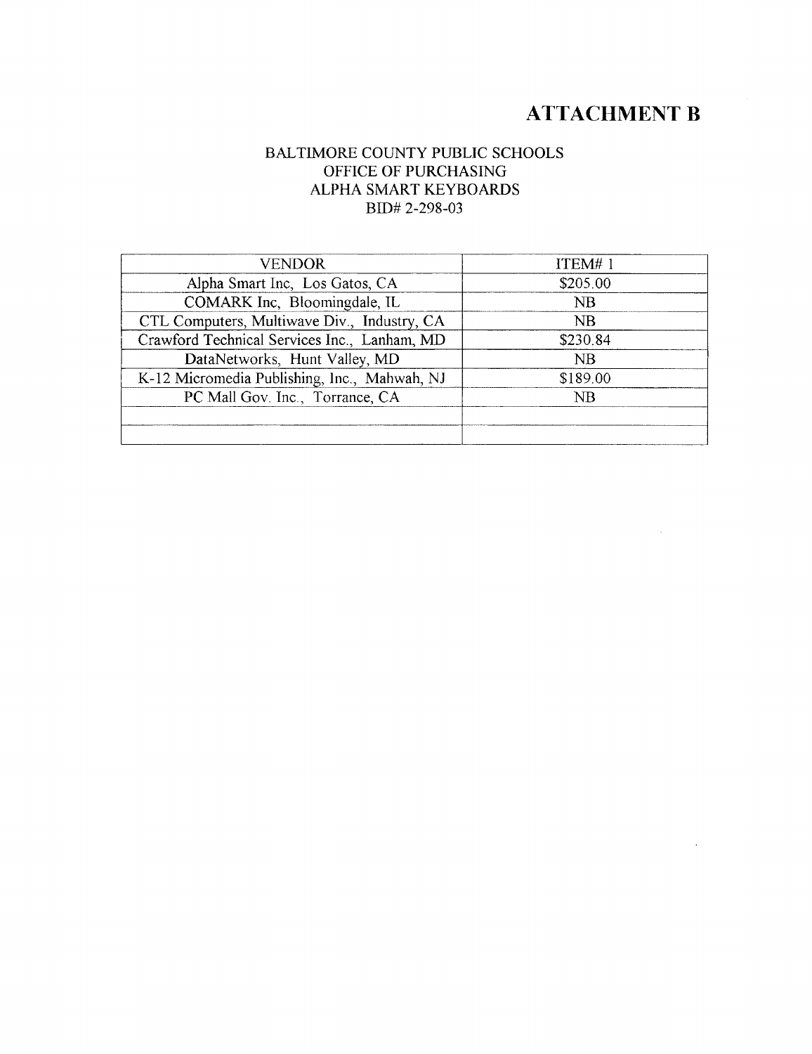# ATTACHMENT B

BALTIMORE COUNTY PUBLIC SCHOOLS
OFFICE OF PURCHASING
ALPHA SMART KEYBOARDS
BID# 2-298-03

| VENDOR | ITEM# 1 |
|---|---|
| Alpha Smart Inc, Los Gatos, CA | $205.00 |
| COMARK Inc, Bloomingdale, IL | NB |
| CTL Computers, Multiwave Div., Industry, CA | NB |
| Crawford Technical Services Inc., Lanham, MD | $230.84 |
| DataNetworks, Hunt Valley, MD | NB |
| K-12 Micromedia Publishing, Inc., Mahwah, NJ | $189.00 |
| PC Mall Gov. Inc., Torrance, CA | NB |
| | |
| | |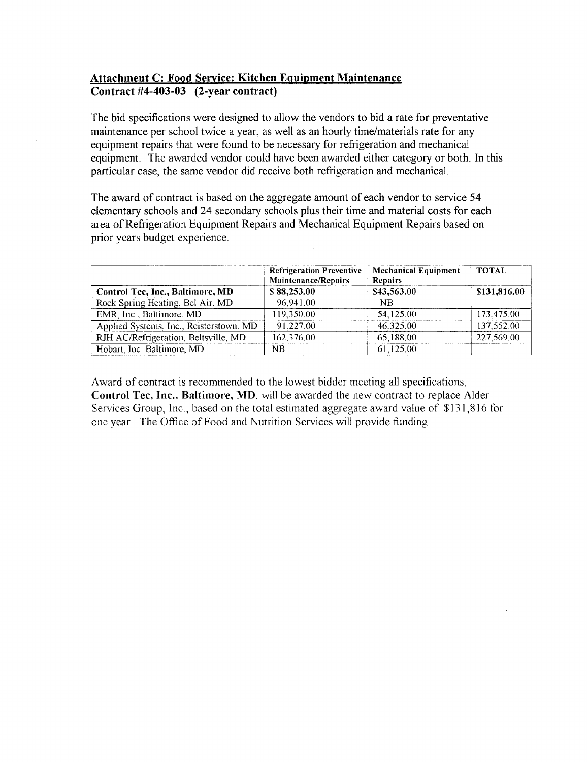**Attachment C: Food Service: Kitchen Equipment Maintenance**
**Contract #4-403-03 (2-year contract)**

The bid specifications were designed to allow the vendors to bid a rate for preventative maintenance per school twice a year, as well as an hourly time/materials rate for any equipment repairs that were found to be necessary for refrigeration and mechanical equipment. The awarded vendor could have been awarded either category or both. In this particular case, the same vendor did receive both refrigeration and mechanical.

The award of contract is based on the aggregate amount of each vendor to service 54 elementary schools and 24 secondary schools plus their time and material costs for each area of Refrigeration Equipment Repairs and Mechanical Equipment Repairs based on prior years budget experience.

| | Refrigeration Preventive Maintenance/Repairs | Mechanical Equipment Repairs | TOTAL |
|---|---|---|---|
| **Control Tec, Inc., Baltimore, MD** | **$ 88,253.00** | **$43,563.00** | **$131,816.00** |
| Rock Spring Heating, Bel Air, MD | 96,941.00 | NB | |
| EMR, Inc., Baltimore, MD | 119,350.00 | 54,125.00 | 173,475.00 |
| Applied Systems, Inc., Reisterstown, MD | 91,227.00 | 46,325.00 | 137,552.00 |
| RJH AC/Refrigeration, Beltsville, MD | 162,376.00 | 65,188.00 | 227,569.00 |
| Hobart, Inc. Baltimore, MD | NB | 61,125.00 | |

Award of contract is recommended to the lowest bidder meeting all specifications, **Control Tec, Inc., Baltimore, MD**, will be awarded the new contract to replace Alder Services Group, Inc., based on the total estimated aggregate award value of $131,816 for one year. The Office of Food and Nutrition Services will provide funding.